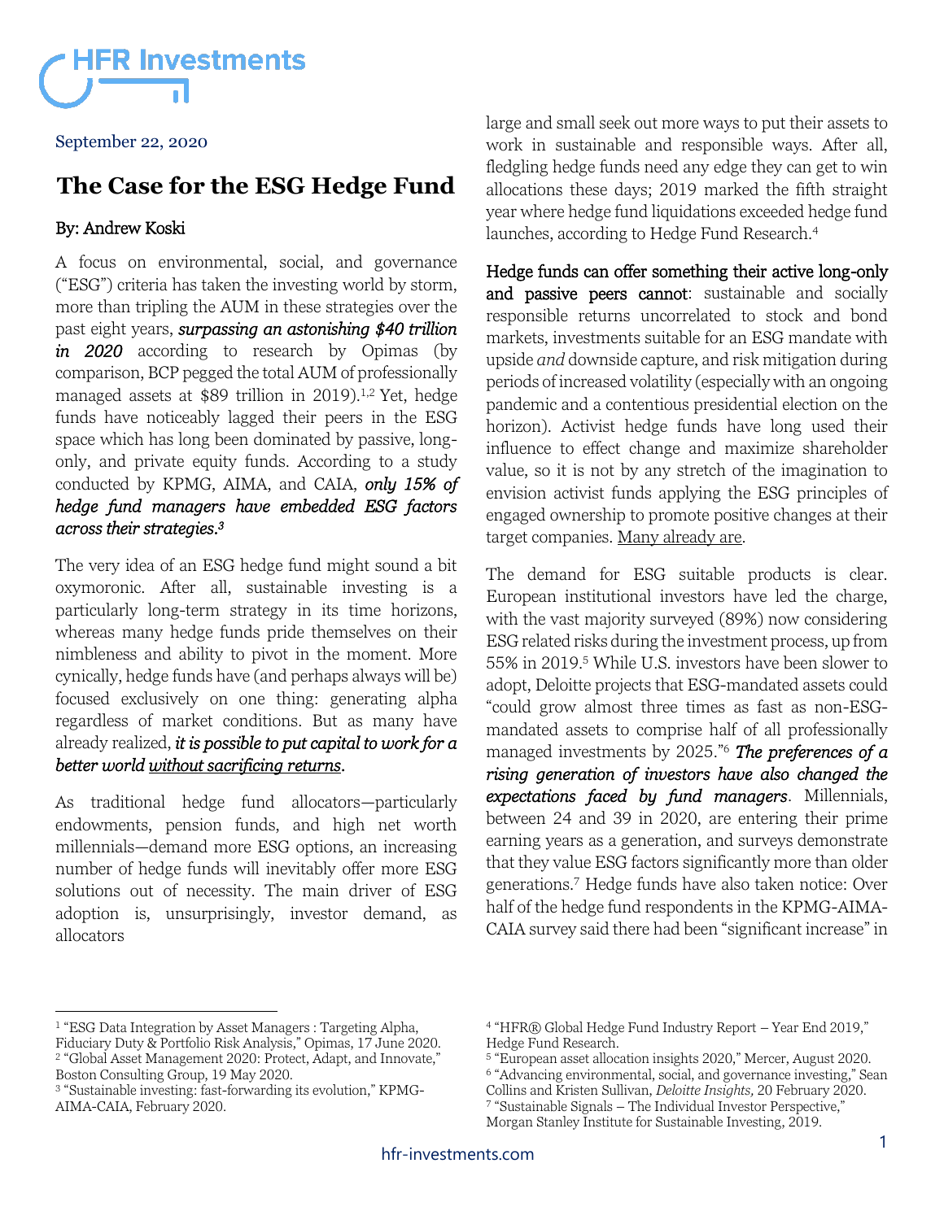HFR Investments

September 22, 2020

# The Case for the ESG Hedge Fund

By: Andrew Koski

A focus on environmental, social, and governance ("ESG") criteria has taken the investing world by storm, more than tripling the AUM in these strategies over the past eight years, ***surpassing an astonishing $40 trillion in 2020*** according to research by Opimas (by comparison, BCP pegged the total AUM of professionally managed assets at $89 trillion in 2019).[1,2] Yet, hedge funds have noticeably lagged their peers in the ESG space which has long been dominated by passive, long-only, and private equity funds. According to a study conducted by KPMG, AIMA, and CAIA, ***only 15% of hedge fund managers have embedded ESG factors across their strategies.***[3]

The very idea of an ESG hedge fund might sound a bit oxymoronic. After all, sustainable investing is a particularly long-term strategy in its time horizons, whereas many hedge funds pride themselves on their nimbleness and ability to pivot in the moment. More cynically, hedge funds have (and perhaps always will be) focused exclusively on one thing: generating alpha regardless of market conditions. But as many have already realized, ***it is possible to put capital to work for a better world <u>without sacrificing returns</u>.***

As traditional hedge fund allocators—particularly endowments, pension funds, and high net worth millennials—demand more ESG options, an increasing number of hedge funds will inevitably offer more ESG solutions out of necessity. The main driver of ESG adoption is, unsurprisingly, investor demand, as allocators large and small seek out more ways to put their assets to work in sustainable and responsible ways. After all, fledgling hedge funds need any edge they can get to win allocations these days; 2019 marked the fifth straight year where hedge fund liquidations exceeded hedge fund launches, according to Hedge Fund Research.[4]

**Hedge funds can offer something their active long-only and passive peers cannot**: sustainable and socially responsible returns uncorrelated to stock and bond markets, investments suitable for an ESG mandate with upside *and* downside capture, and risk mitigation during periods of increased volatility (especially with an ongoing pandemic and a contentious presidential election on the horizon). Activist hedge funds have long used their influence to effect change and maximize shareholder value, so it is not by any stretch of the imagination to envision activist funds applying the ESG principles of engaged ownership to promote positive changes at their target companies. <u>Many already are</u>.

The demand for ESG suitable products is clear. European institutional investors have led the charge, with the vast majority surveyed (89%) now considering ESG related risks during the investment process, up from 55% in 2019.[5] While U.S. investors have been slower to adopt, Deloitte projects that ESG-mandated assets could "could grow almost three times as fast as non-ESG-mandated assets to comprise half of all professionally managed investments by 2025."[6] ***The preferences of a rising generation of investors have also changed the expectations faced by fund managers***. Millennials, between 24 and 39 in 2020, are entering their prime earning years as a generation, and surveys demonstrate that they value ESG factors significantly more than older generations.[7] Hedge funds have also taken notice: Over half of the hedge fund respondents in the KPMG-AIMA-CAIA survey said there had been "significant increase" in

---

[1] "ESG Data Integration by Asset Managers : Targeting Alpha, Fiduciary Duty & Portfolio Risk Analysis," Opimas, 17 June 2020.
[2] "Global Asset Management 2020: Protect, Adapt, and Innovate," Boston Consulting Group, 19 May 2020.
[3] "Sustainable investing: fast-forwarding its evolution," KPMG-AIMA-CAIA, February 2020.
[4] "HFR® Global Hedge Fund Industry Report – Year End 2019," Hedge Fund Research.
[5] "European asset allocation insights 2020," Mercer, August 2020.
[6] "Advancing environmental, social, and governance investing," Sean Collins and Kristen Sullivan, *Deloitte Insights,* 20 February 2020.
[7] "Sustainable Signals – The Individual Investor Perspective," Morgan Stanley Institute for Sustainable Investing, 2019.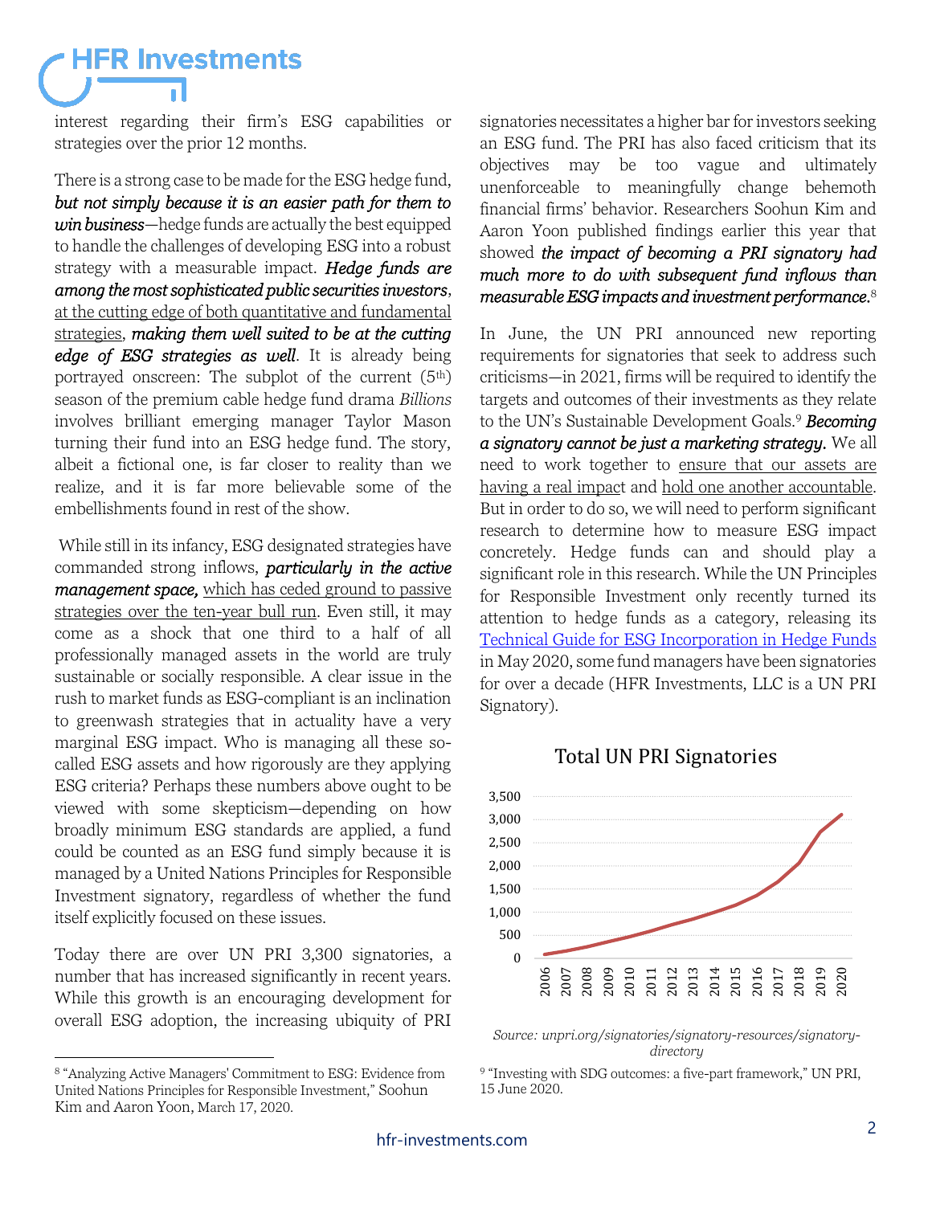interest regarding their firm's ESG capabilities or strategies over the prior 12 months.

There is a strong case to be made for the ESG hedge fund, ***but not simply because it is an easier path for them to win business***—hedge funds are actually the best equipped to handle the challenges of developing ESG into a robust strategy with a measurable impact. ***Hedge funds are among the most sophisticated public securities investors***, at the cutting edge of both quantitative and fundamental strategies, ***making them well suited to be at the cutting edge of ESG strategies as well***. It is already being portrayed onscreen: The subplot of the current (5th) season of the premium cable hedge fund drama *Billions* involves brilliant emerging manager Taylor Mason turning their fund into an ESG hedge fund. The story, albeit a fictional one, is far closer to reality than we realize, and it is far more believable some of the embellishments found in rest of the show.

While still in its infancy, ESG designated strategies have commanded strong inflows, ***particularly in the active management space,*** which has ceded ground to passive strategies over the ten-year bull run. Even still, it may come as a shock that one third to a half of all professionally managed assets in the world are truly sustainable or socially responsible. A clear issue in the rush to market funds as ESG-compliant is an inclination to greenwash strategies that in actuality have a very marginal ESG impact. Who is managing all these so-called ESG assets and how rigorously are they applying ESG criteria? Perhaps these numbers above ought to be viewed with some skepticism—depending on how broadly minimum ESG standards are applied, a fund could be counted as an ESG fund simply because it is managed by a United Nations Principles for Responsible Investment signatory, regardless of whether the fund itself explicitly focused on these issues.

Today there are over UN PRI 3,300 signatories, a number that has increased significantly in recent years. While this growth is an encouraging development for overall ESG adoption, the increasing ubiquity of PRI signatories necessitates a higher bar for investors seeking an ESG fund. The PRI has also faced criticism that its objectives may be too vague and ultimately unenforceable to meaningfully change behemoth financial firms' behavior. Researchers Soohun Kim and Aaron Yoon published findings earlier this year that showed ***the impact of becoming a PRI signatory had much more to do with subsequent fund inflows than measurable ESG impacts and investment performance.***[8]

In June, the UN PRI announced new reporting requirements for signatories that seek to address such criticisms—in 2021, firms will be required to identify the targets and outcomes of their investments as they relate to the UN's Sustainable Development Goals.[9] ***Becoming a signatory cannot be just a marketing strategy.*** We all need to work together to ensure that our assets are having a real impact and hold one another accountable. But in order to do so, we will need to perform significant research to determine how to measure ESG impact concretely. Hedge funds can and should play a significant role in this research. While the UN Principles for Responsible Investment only recently turned its attention to hedge funds as a category, releasing its Technical Guide for ESG Incorporation in Hedge Funds in May 2020, some fund managers have been signatories for over a decade (HFR Investments, LLC is a UN PRI Signatory).

**Total UN PRI Signatories**

*Source: unpri.org/signatories/signatory-resources/signatory-directory*

[8] "Analyzing Active Managers' Commitment to ESG: Evidence from United Nations Principles for Responsible Investment," Soohun Kim and Aaron Yoon, March 17, 2020.

[9] "Investing with SDG outcomes: a five-part framework," UN PRI, 15 June 2020.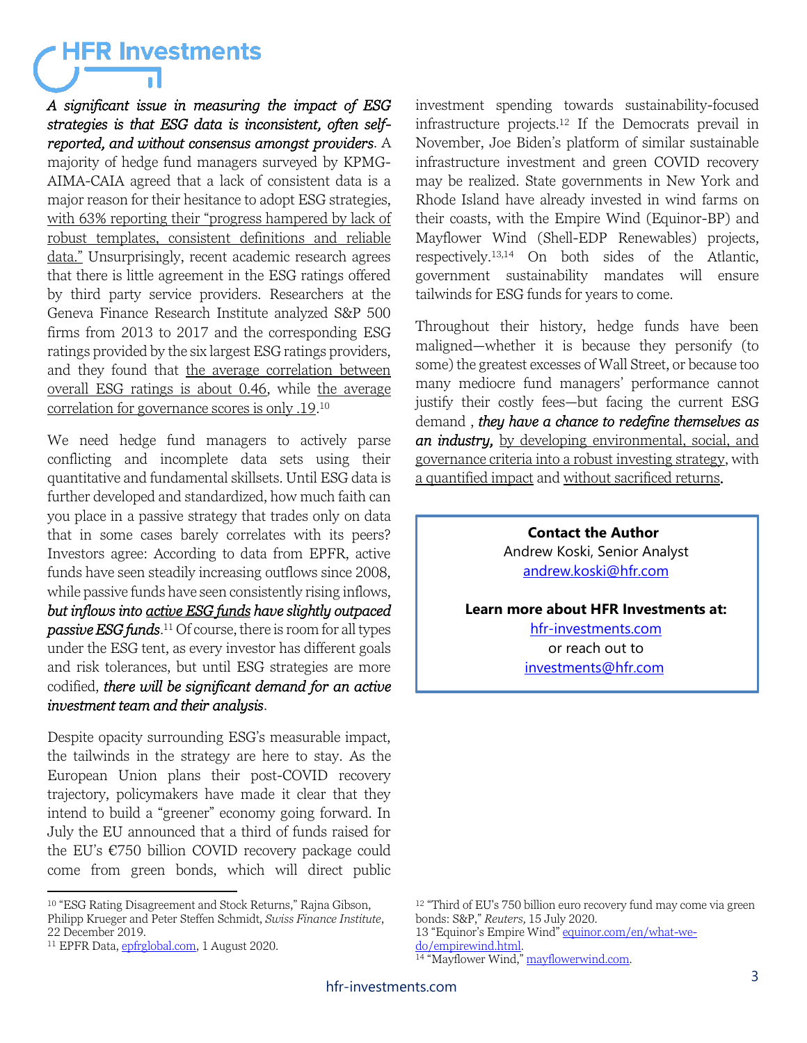*A significant issue in measuring the impact of ESG strategies is that ESG data is inconsistent, often self-reported, and without consensus amongst providers*. A majority of hedge fund managers surveyed by KPMG-AIMA-CAIA agreed that a lack of consistent data is a major reason for their hesitance to adopt ESG strategies, with 63% reporting their "progress hampered by lack of robust templates, consistent definitions and reliable data." Unsurprisingly, recent academic research agrees that there is little agreement in the ESG ratings offered by third party service providers. Researchers at the Geneva Finance Research Institute analyzed S&P 500 firms from 2013 to 2017 and the corresponding ESG ratings provided by the six largest ESG ratings providers, and they found that the average correlation between overall ESG ratings is about 0.46, while the average correlation for governance scores is only .19.[10]

We need hedge fund managers to actively parse conflicting and incomplete data sets using their quantitative and fundamental skillsets. Until ESG data is further developed and standardized, how much faith can you place in a passive strategy that trades only on data that in some cases barely correlates with its peers? Investors agree: According to data from EPFR, active funds have seen steadily increasing outflows since 2008, while passive funds have seen consistently rising inflows, ***but inflows into active ESG funds have slightly outpaced passive ESG funds***.[11] Of course, there is room for all types under the ESG tent, as every investor has different goals and risk tolerances, but until ESG strategies are more codified, ***there will be significant demand for an active investment team and their analysis***.

Despite opacity surrounding ESG's measurable impact, the tailwinds in the strategy are here to stay. As the European Union plans their post-COVID recovery trajectory, policymakers have made it clear that they intend to build a "greener" economy going forward. In July the EU announced that a third of funds raised for the EU's €750 billion COVID recovery package could come from green bonds, which will direct public investment spending towards sustainability-focused infrastructure projects.[12] If the Democrats prevail in November, Joe Biden's platform of similar sustainable infrastructure investment and green COVID recovery may be realized. State governments in New York and Rhode Island have already invested in wind farms on their coasts, with the Empire Wind (Equinor-BP) and Mayflower Wind (Shell-EDP Renewables) projects, respectively.[13,14] On both sides of the Atlantic, government sustainability mandates will ensure tailwinds for ESG funds for years to come.

Throughout their history, hedge funds have been maligned—whether it is because they personify (to some) the greatest excesses of Wall Street, or because too many mediocre fund managers' performance cannot justify their costly fees—but facing the current ESG demand , ***they have a chance to redefine themselves as an industry,*** by developing environmental, social, and governance criteria into a robust investing strategy, with a quantified impact and without sacrificed returns.

**Contact the Author**
Andrew Koski, Senior Analyst
andrew.koski@hfr.com

**Learn more about HFR Investments at:**
hfr-investments.com
or reach out to
investments@hfr.com

---

[10] "ESG Rating Disagreement and Stock Returns," Rajna Gibson, Philipp Krueger and Peter Steffen Schmidt, *Swiss Finance Institute*, 22 December 2019.

[11] EPFR Data, epfrglobal.com, 1 August 2020.

[12] "Third of EU's 750 billion euro recovery fund may come via green bonds: S&P," *Reuters,* 15 July 2020.

[13] "Equinor's Empire Wind" equinor.com/en/what-we-do/empirewind.html.

[14] "Mayflower Wind," mayflowerwind.com.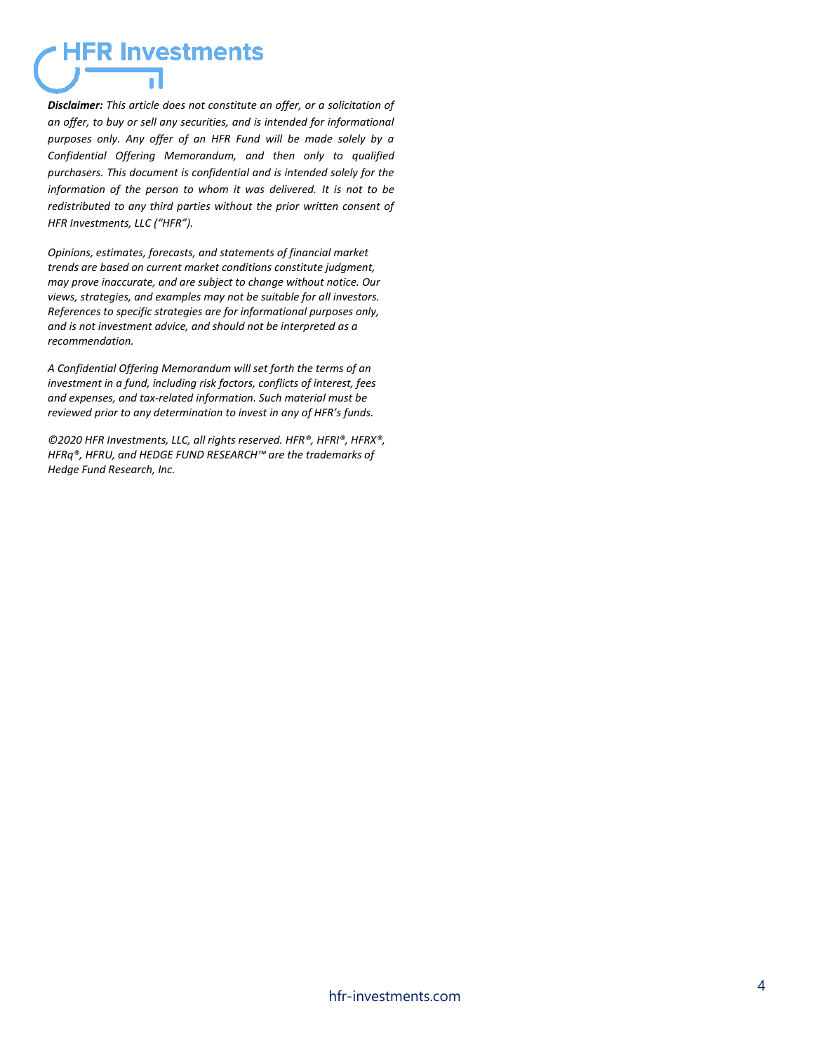***Disclaimer:*** *This article does not constitute an offer, or a solicitation of an offer, to buy or sell any securities, and is intended for informational purposes only. Any offer of an HFR Fund will be made solely by a Confidential Offering Memorandum, and then only to qualified purchasers. This document is confidential and is intended solely for the information of the person to whom it was delivered. It is not to be redistributed to any third parties without the prior written consent of HFR Investments, LLC ("HFR").*

*Opinions, estimates, forecasts, and statements of financial market trends are based on current market conditions constitute judgment, may prove inaccurate, and are subject to change without notice. Our views, strategies, and examples may not be suitable for all investors. References to specific strategies are for informational purposes only, and is not investment advice, and should not be interpreted as a recommendation.*

*A Confidential Offering Memorandum will set forth the terms of an investment in a fund, including risk factors, conflicts of interest, fees and expenses, and tax-related information. Such material must be reviewed prior to any determination to invest in any of HFR's funds.*

*©2020 HFR Investments, LLC, all rights reserved. HFR®, HFRI®, HFRX®, HFRq®, HFRU, and HEDGE FUND RESEARCH™ are the trademarks of Hedge Fund Research, Inc.*